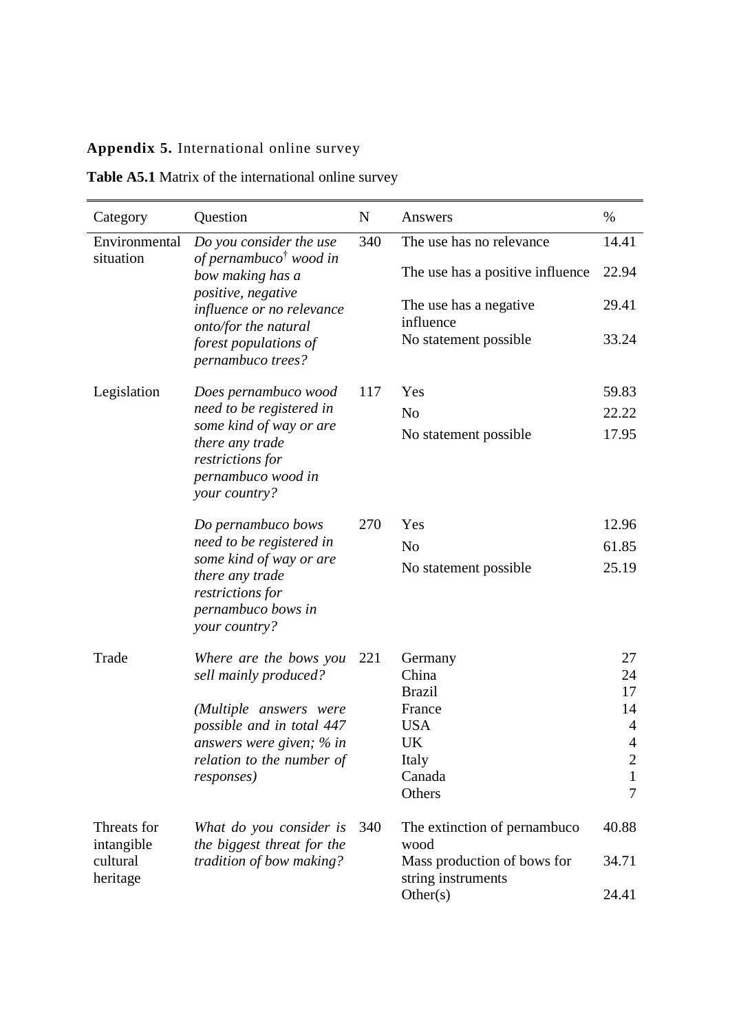**Appendix 5.** International online survey

**Table A5.1** Matrix of the international online survey

| Category | Question | N | Answers | % |
|---|---|---|---|---|
| Environmental situation | *Do you consider the use of pernambuco[†] wood in bow making has a positive, negative influence or no relevance onto/for the natural forest populations of pernambuco trees?* | 340 | The use has no relevance | 14.41 |
| | | | The use has a positive influence | 22.94 |
| | | | The use has a negative influence | 29.41 |
| | | | No statement possible | 33.24 |
| Legislation | *Does pernambuco wood need to be registered in some kind of way or are there any trade restrictions for pernambuco wood in your country?* | 117 | Yes | 59.83 |
| | | | No | 22.22 |
| | | | No statement possible | 17.95 |
| | *Do pernambuco bows need to be registered in some kind of way or are there any trade restrictions for pernambuco bows in your country?* | 270 | Yes | 12.96 |
| | | | No | 61.85 |
| | | | No statement possible | 25.19 |
| Trade | *Where are the bows you sell mainly produced?* *(Multiple answers were possible and in total 447 answers were given; % in relation to the number of responses)* | 221 | Germany | 27 |
| | | | China | 24 |
| | | | Brazil | 17 |
| | | | France | 14 |
| | | | USA | 4 |
| | | | UK | 4 |
| | | | Italy | 2 |
| | | | Canada | 1 |
| | | | Others | 7 |
| Threats for intangible cultural heritage | *What do you consider is the biggest threat for the tradition of bow making?* | 340 | The extinction of pernambuco wood | 40.88 |
| | | | Mass production of bows for string instruments | 34.71 |
| | | | Other(s) | 24.41 |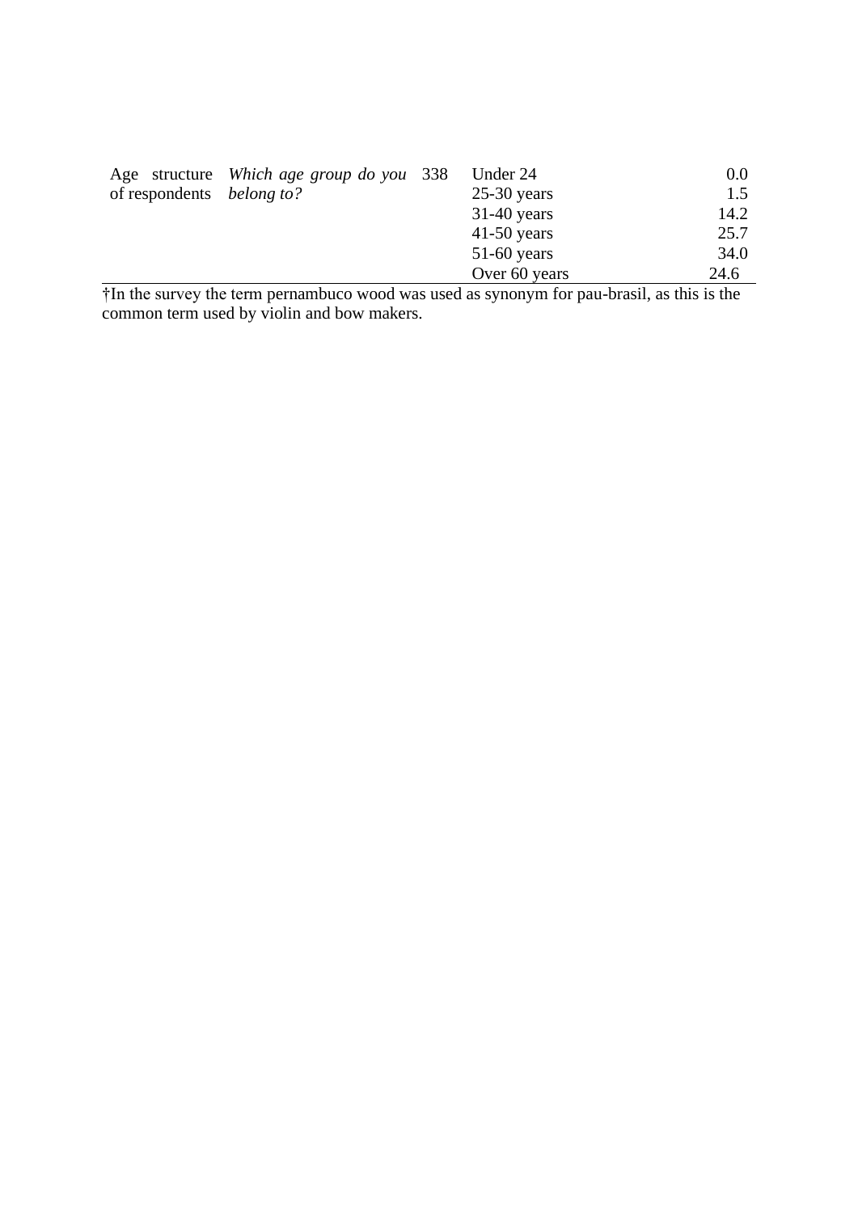| | | | | |
|---|---|---|---|---|
| Age structure of respondents | *Which age group do you belong to?* | 338 | Under 24 | 0.0 |
| | | | 25-30 years | 1.5 |
| | | | 31-40 years | 14.2 |
| | | | 41-50 years | 25.7 |
| | | | 51-60 years | 34.0 |
| | | | Over 60 years | 24.6 |

†In the survey the term pernambuco wood was used as synonym for pau-brasil, as this is the common term used by violin and bow makers.